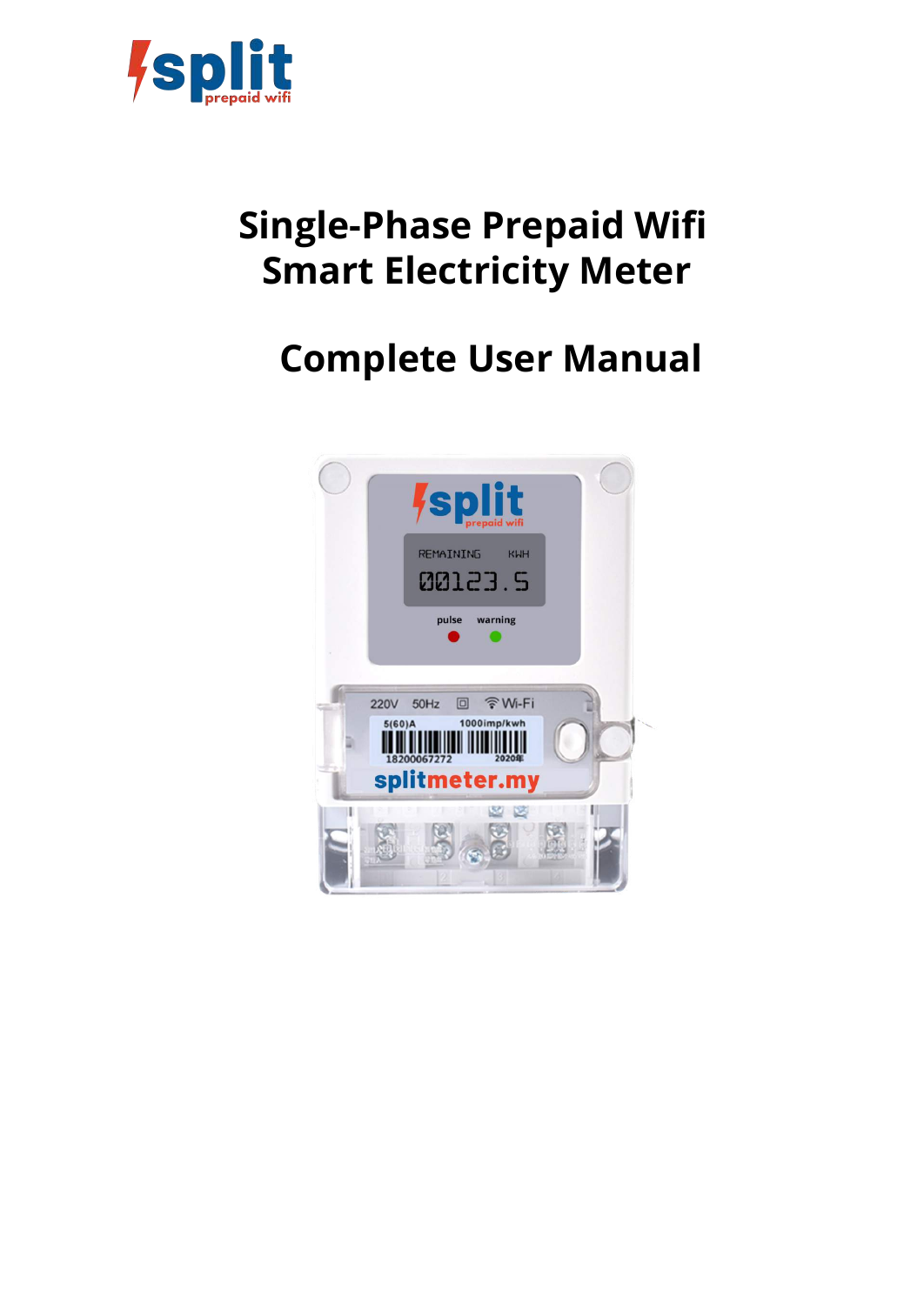# Single-Phase Prepaid Wifi Smart Electricity Meter

# Complete User Manual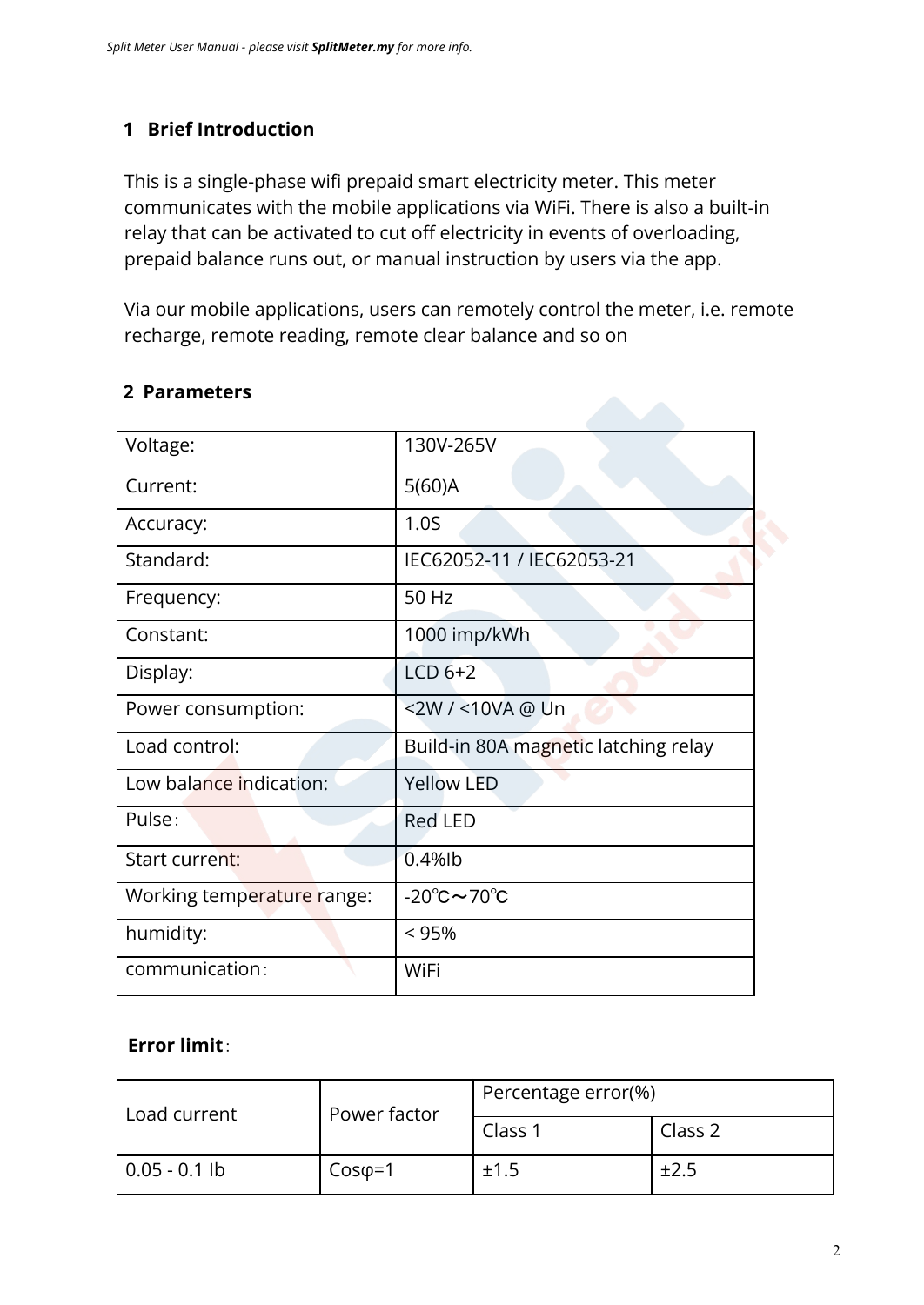## 1 Brief Introduction

This is a single-phase wifi prepaid smart electricity meter. This meter communicates with the mobile applications via WiFi. There is also a built-in relay that can be activated to cut off electricity in events of overloading, prepaid balance runs out, or manual instruction by users via the app.

Via our mobile applications, users can remotely control the meter, i.e. remote recharge, remote reading, remote clear balance and so on

## 2 Parameters

| Voltage: | 130V-265V |
|---|---|
| Current: | 5(60)A |
| Accuracy: | 1.0S |
| Standard: | IEC62052-11 / IEC62053-21 |
| Frequency: | 50 Hz |
| Constant: | 1000 imp/kWh |
| Display: | LCD 6+2 |
| Power consumption: | <2W / <10VA @ Un |
| Load control: | Build-in 80A magnetic latching relay |
| Low balance indication: | Yellow LED |
| Pulse： | Red LED |
| Start current: | 0.4%Ib |
| Working temperature range: | -20℃～70℃ |
| humidity: | < 95% |
| communication： | WiFi |

**Error limit**：

| Load current | Power factor | Percentage error(%) | |
|---|---|---|---|
| | | Class 1 | Class 2 |
| 0.05 - 0.1 Ib | Cosφ=1 | ±1.5 | ±2.5 |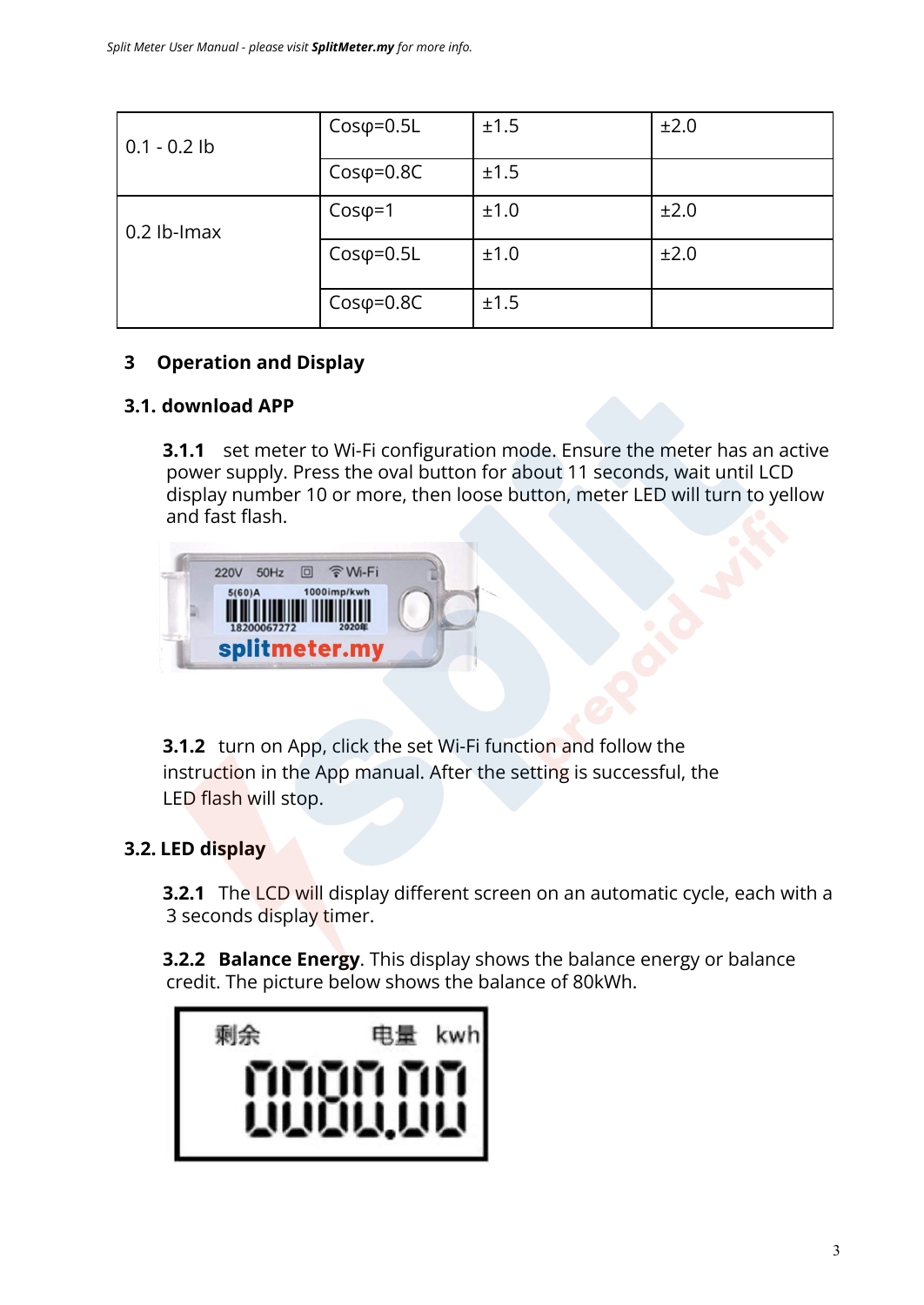| 0.1 - 0.2 Ib | Cosφ=0.5L | ±1.5 | ±2.0 |
|---|---|---|---|
| | Cosφ=0.8C | ±1.5 | |
| 0.2 Ib-Imax | Cosφ=1 | ±1.0 | ±2.0 |
| | Cosφ=0.5L | ±1.0 | ±2.0 |
| | Cosφ=0.8C | ±1.5 | |

## 3 Operation and Display

### 3.1. download APP

**3.1.1** set meter to Wi-Fi configuration mode. Ensure the meter has an active power supply. Press the oval button for about 11 seconds, wait until LCD display number 10 or more, then loose button, meter LED will turn to yellow and fast flash.

**3.1.2** turn on App, click the set Wi-Fi function and follow the instruction in the App manual. After the setting is successful, the LED flash will stop.

### 3.2. LED display

**3.2.1** The LCD will display different screen on an automatic cycle, each with a 3 seconds display timer.

**3.2.2 Balance Energy**. This display shows the balance energy or balance credit. The picture below shows the balance of 80kWh.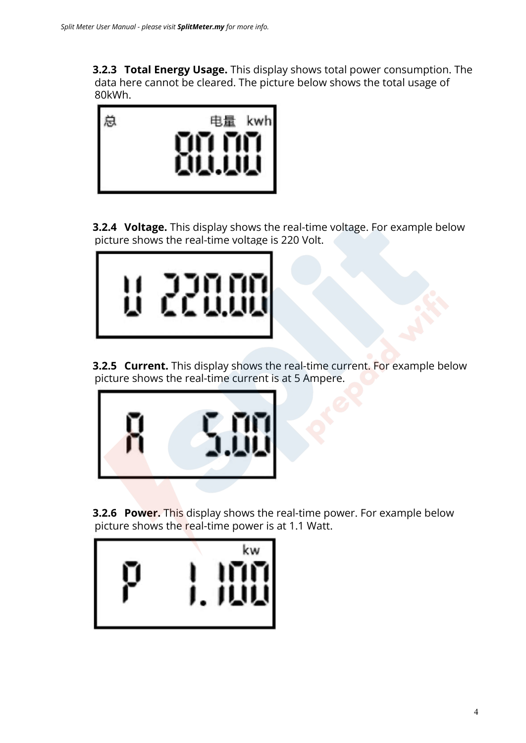**3.2.3 Total Energy Usage.** This display shows total power consumption. The data here cannot be cleared. The picture below shows the total usage of 80kWh.

**3.2.4 Voltage.** This display shows the real-time voltage. For example below picture shows the real-time voltage is 220 Volt.

**3.2.5 Current.** This display shows the real-time current. For example below picture shows the real-time current is at 5 Ampere.

**3.2.6 Power.** This display shows the real-time power. For example below picture shows the real-time power is at 1.1 Watt.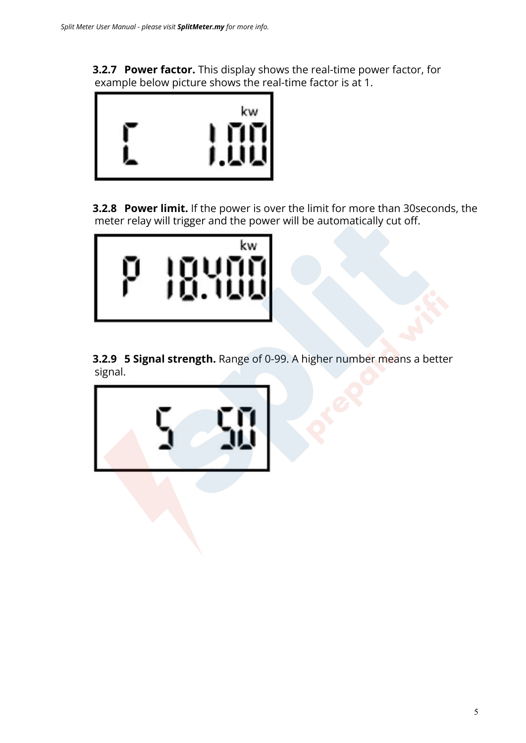**3.2.7 Power factor.** This display shows the real-time power factor, for example below picture shows the real-time factor is at 1.

**3.2.8 Power limit.** If the power is over the limit for more than 30seconds, the meter relay will trigger and the power will be automatically cut off.

**3.2.9 5 Signal strength.** Range of 0-99. A higher number means a better signal.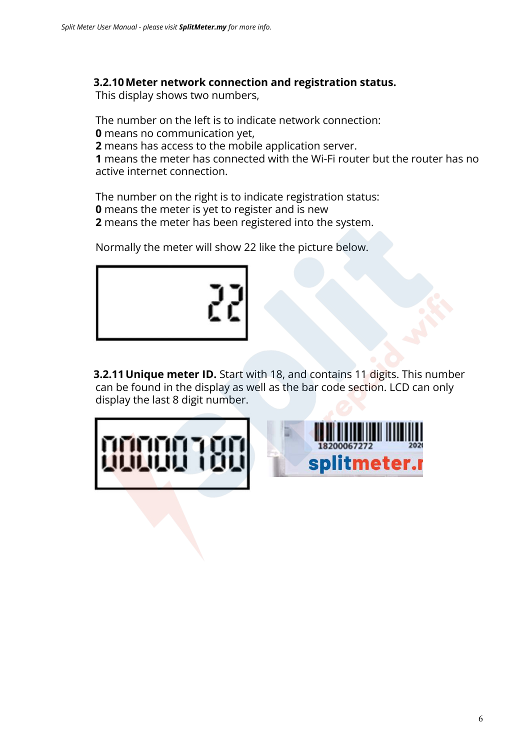### 3.2.10 Meter network connection and registration status.

This display shows two numbers,

The number on the left is to indicate network connection:
**0** means no communication yet,
**2** means has access to the mobile application server.
**1** means the meter has connected with the Wi-Fi router but the router has no active internet connection.

The number on the right is to indicate registration status:
**0** means the meter is yet to register and is new
**2** means the meter has been registered into the system.

Normally the meter will show 22 like the picture below.

### 3.2.11 Unique meter ID.

Start with 18, and contains 11 digits. This number can be found in the display as well as the bar code section. LCD can only display the last 8 digit number.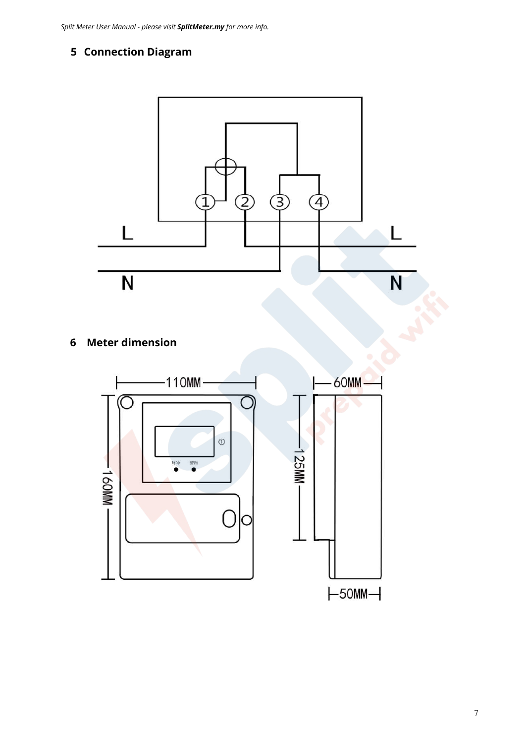## 5 Connection Diagram

## 6 Meter dimension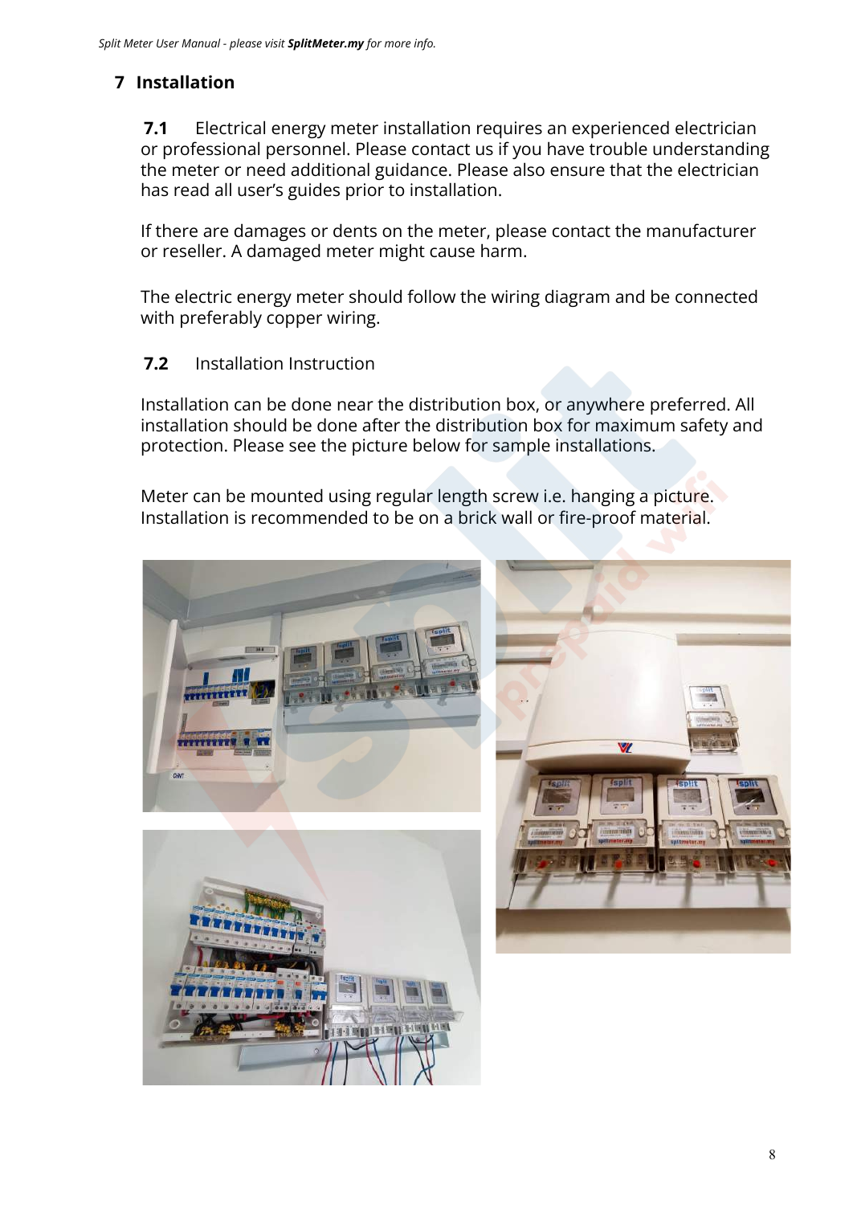## 7 Installation

**7.1** Electrical energy meter installation requires an experienced electrician or professional personnel. Please contact us if you have trouble understanding the meter or need additional guidance. Please also ensure that the electrician has read all user's guides prior to installation.

If there are damages or dents on the meter, please contact the manufacturer or reseller. A damaged meter might cause harm.

The electric energy meter should follow the wiring diagram and be connected with preferably copper wiring.

**7.2** Installation Instruction

Installation can be done near the distribution box, or anywhere preferred. All installation should be done after the distribution box for maximum safety and protection. Please see the picture below for sample installations.

Meter can be mounted using regular length screw i.e. hanging a picture. Installation is recommended to be on a brick wall or fire-proof material.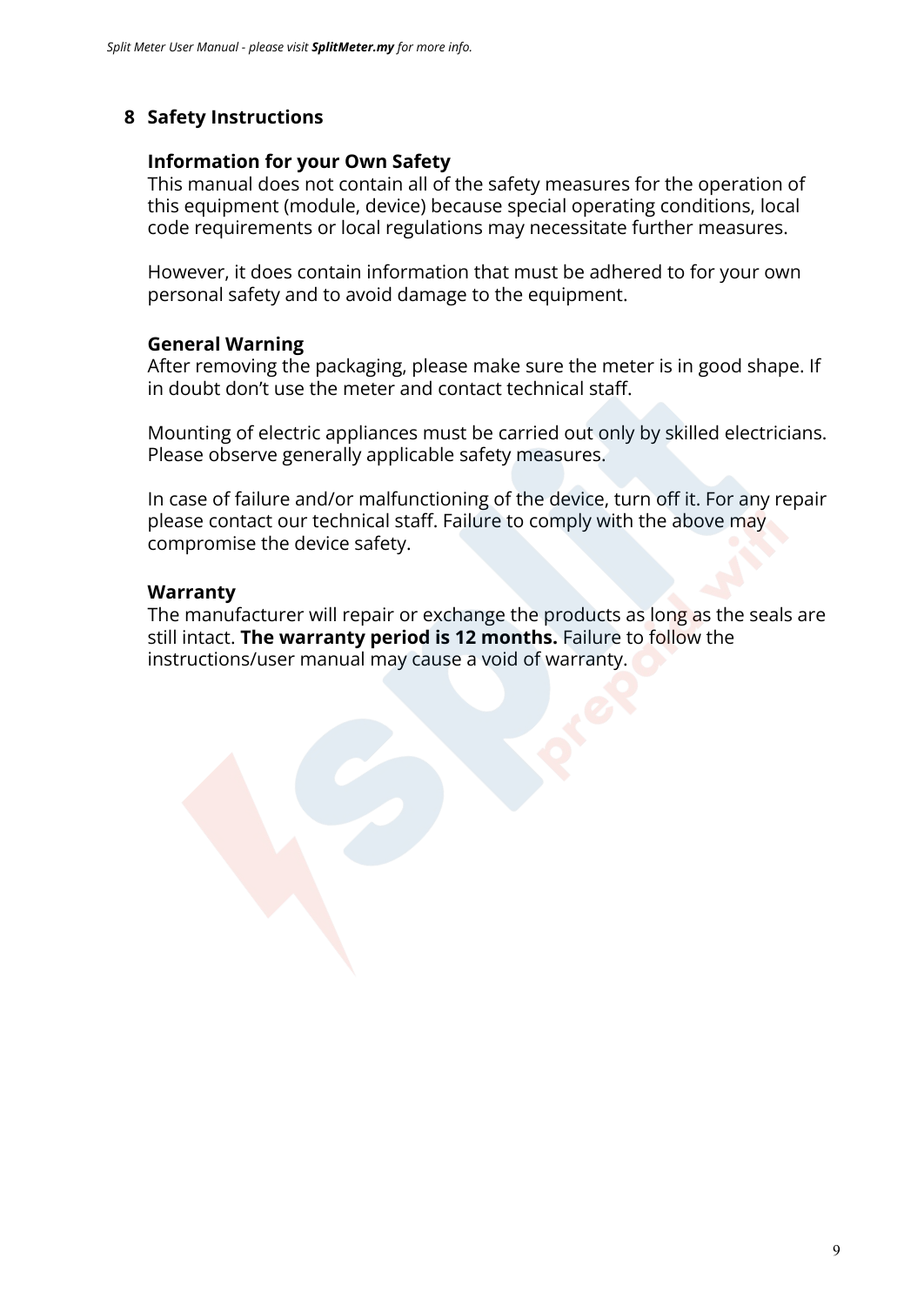## 8 Safety Instructions

### Information for your Own Safety

This manual does not contain all of the safety measures for the operation of this equipment (module, device) because special operating conditions, local code requirements or local regulations may necessitate further measures.

However, it does contain information that must be adhered to for your own personal safety and to avoid damage to the equipment.

### General Warning

After removing the packaging, please make sure the meter is in good shape. If in doubt don't use the meter and contact technical staff.

Mounting of electric appliances must be carried out only by skilled electricians. Please observe generally applicable safety measures.

In case of failure and/or malfunctioning of the device, turn off it. For any repair please contact our technical staff. Failure to comply with the above may compromise the device safety.

### Warranty

The manufacturer will repair or exchange the products as long as the seals are still intact. **The warranty period is 12 months.** Failure to follow the instructions/user manual may cause a void of warranty.